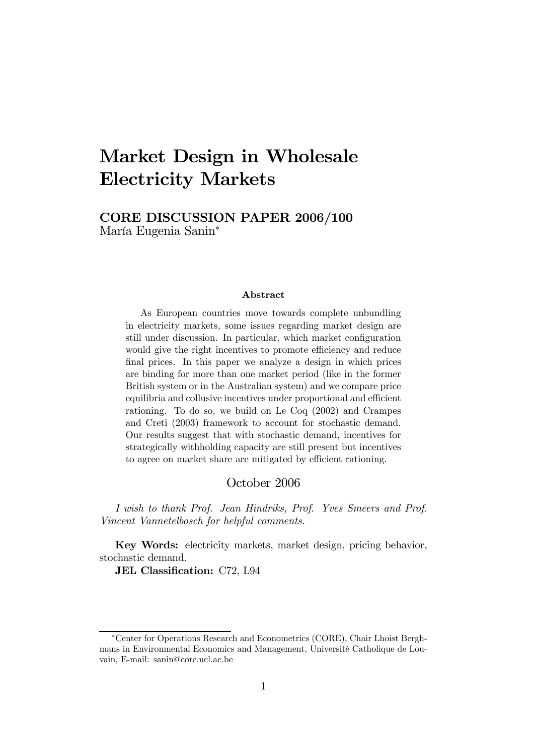# Market Design in Wholesale Electricity Markets

**CORE DISCUSSION PAPER 2006/100**
María Eugenia Sanin*

**Abstract**

As European countries move towards complete unbundling in electricity markets, some issues regarding market design are still under discussion. In particular, which market configuration would give the right incentives to promote efficiency and reduce final prices. In this paper we analyze a design in which prices are binding for more than one market period (like in the former British system or in the Australian system) and we compare price equilibria and collusive incentives under proportional and efficient rationing. To do so, we build on Le Coq (2002) and Crampes and Creti (2003) framework to account for stochastic demand. Our results suggest that with stochastic demand, incentives for strategically withholding capacity are still present but incentives to agree on market share are mitigated by efficient rationing.

October 2006

*I wish to thank Prof. Jean Hindriks, Prof. Yves Smeers and Prof. Vincent Vannetelbosch for helpful comments.*

**Key Words:** electricity markets, market design, pricing behavior, stochastic demand.

**JEL Classification:** C72, L94

---

*Center for Operations Research and Econometrics (CORE), Chair Lhoist Berghmans in Environmental Economics and Management, Université Catholique de Louvain, E-mail: sanin@core.ucl.ac.be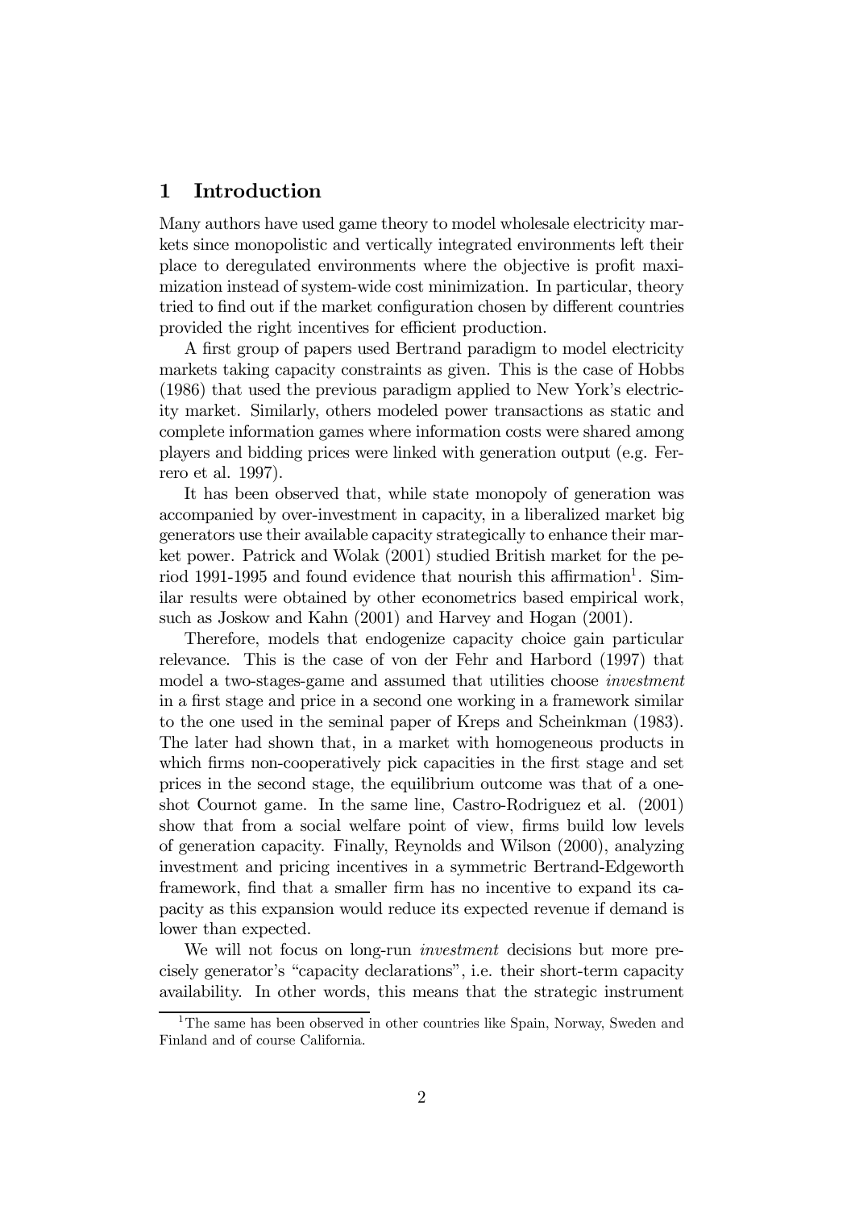## 1 Introduction

Many authors have used game theory to model wholesale electricity markets since monopolistic and vertically integrated environments left their place to deregulated environments where the objective is profit maximization instead of system-wide cost minimization. In particular, theory tried to find out if the market configuration chosen by different countries provided the right incentives for efficient production.

A first group of papers used Bertrand paradigm to model electricity markets taking capacity constraints as given. This is the case of Hobbs (1986) that used the previous paradigm applied to New York's electricity market. Similarly, others modeled power transactions as static and complete information games where information costs were shared among players and bidding prices were linked with generation output (e.g. Ferrero et al. 1997).

It has been observed that, while state monopoly of generation was accompanied by over-investment in capacity, in a liberalized market big generators use their available capacity strategically to enhance their market power. Patrick and Wolak (2001) studied British market for the period 1991-1995 and found evidence that nourish this affirmation[1]. Similar results were obtained by other econometrics based empirical work, such as Joskow and Kahn (2001) and Harvey and Hogan (2001).

Therefore, models that endogenize capacity choice gain particular relevance. This is the case of von der Fehr and Harbord (1997) that model a two-stages-game and assumed that utilities choose *investment* in a first stage and price in a second one working in a framework similar to the one used in the seminal paper of Kreps and Scheinkman (1983). The later had shown that, in a market with homogeneous products in which firms non-cooperatively pick capacities in the first stage and set prices in the second stage, the equilibrium outcome was that of a one-shot Cournot game. In the same line, Castro-Rodriguez et al. (2001) show that from a social welfare point of view, firms build low levels of generation capacity. Finally, Reynolds and Wilson (2000), analyzing investment and pricing incentives in a symmetric Bertrand-Edgeworth framework, find that a smaller firm has no incentive to expand its capacity as this expansion would reduce its expected revenue if demand is lower than expected.

We will not focus on long-run *investment* decisions but more precisely generator's "capacity declarations", i.e. their short-term capacity availability. In other words, this means that the strategic instrument

[1] The same has been observed in other countries like Spain, Norway, Sweden and Finland and of course California.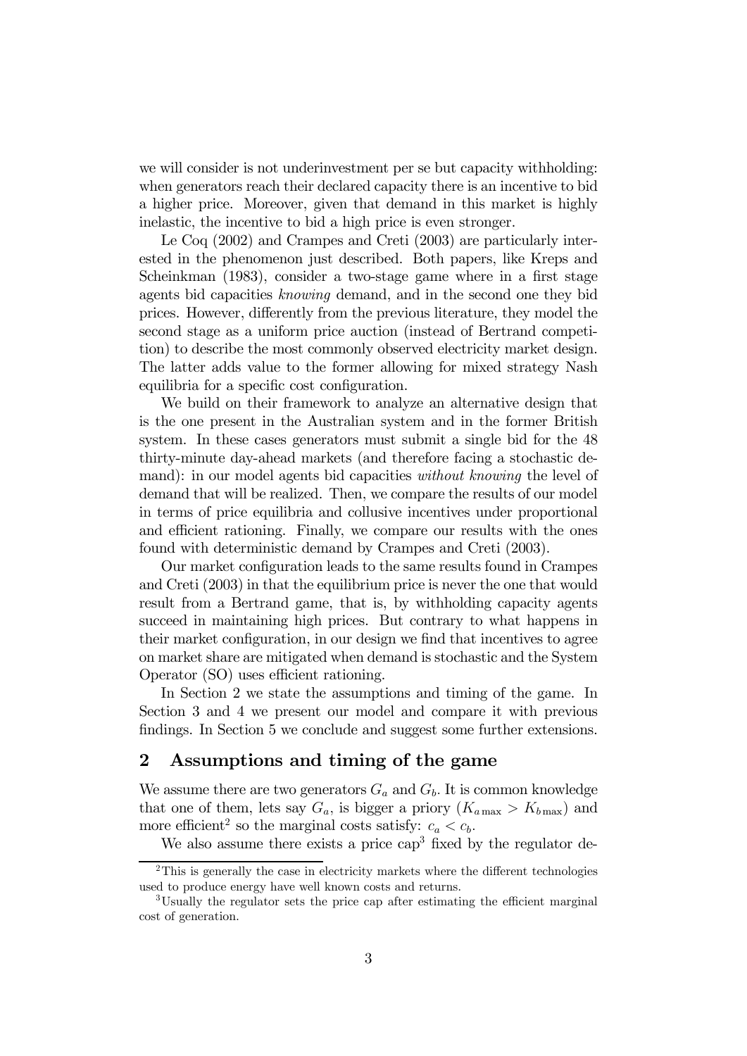we will consider is not underinvestment per se but capacity withholding: when generators reach their declared capacity there is an incentive to bid a higher price. Moreover, given that demand in this market is highly inelastic, the incentive to bid a high price is even stronger.

Le Coq (2002) and Crampes and Creti (2003) are particularly interested in the phenomenon just described. Both papers, like Kreps and Scheinkman (1983), consider a two-stage game where in a first stage agents bid capacities *knowing* demand, and in the second one they bid prices. However, differently from the previous literature, they model the second stage as a uniform price auction (instead of Bertrand competition) to describe the most commonly observed electricity market design. The latter adds value to the former allowing for mixed strategy Nash equilibria for a specific cost configuration.

We build on their framework to analyze an alternative design that is the one present in the Australian system and in the former British system. In these cases generators must submit a single bid for the 48 thirty-minute day-ahead markets (and therefore facing a stochastic demand): in our model agents bid capacities *without knowing* the level of demand that will be realized. Then, we compare the results of our model in terms of price equilibria and collusive incentives under proportional and efficient rationing. Finally, we compare our results with the ones found with deterministic demand by Crampes and Creti (2003).

Our market configuration leads to the same results found in Crampes and Creti (2003) in that the equilibrium price is never the one that would result from a Bertrand game, that is, by withholding capacity agents succeed in maintaining high prices. But contrary to what happens in their market configuration, in our design we find that incentives to agree on market share are mitigated when demand is stochastic and the System Operator (SO) uses efficient rationing.

In Section 2 we state the assumptions and timing of the game. In Section 3 and 4 we present our model and compare it with previous findings. In Section 5 we conclude and suggest some further extensions.

## 2 Assumptions and timing of the game

We assume there are two generators $G_a$ and $G_b$. It is common knowledge that one of them, lets say $G_a$, is bigger a priory ($K_{a\max} > K_{b\max}$) and more efficient[2] so the marginal costs satisfy: $c_a < c_b$.

We also assume there exists a price cap[3] fixed by the regulator de-

[2] This is generally the case in electricity markets where the different technologies used to produce energy have well known costs and returns.

[3] Usually the regulator sets the price cap after estimating the efficient marginal cost of generation.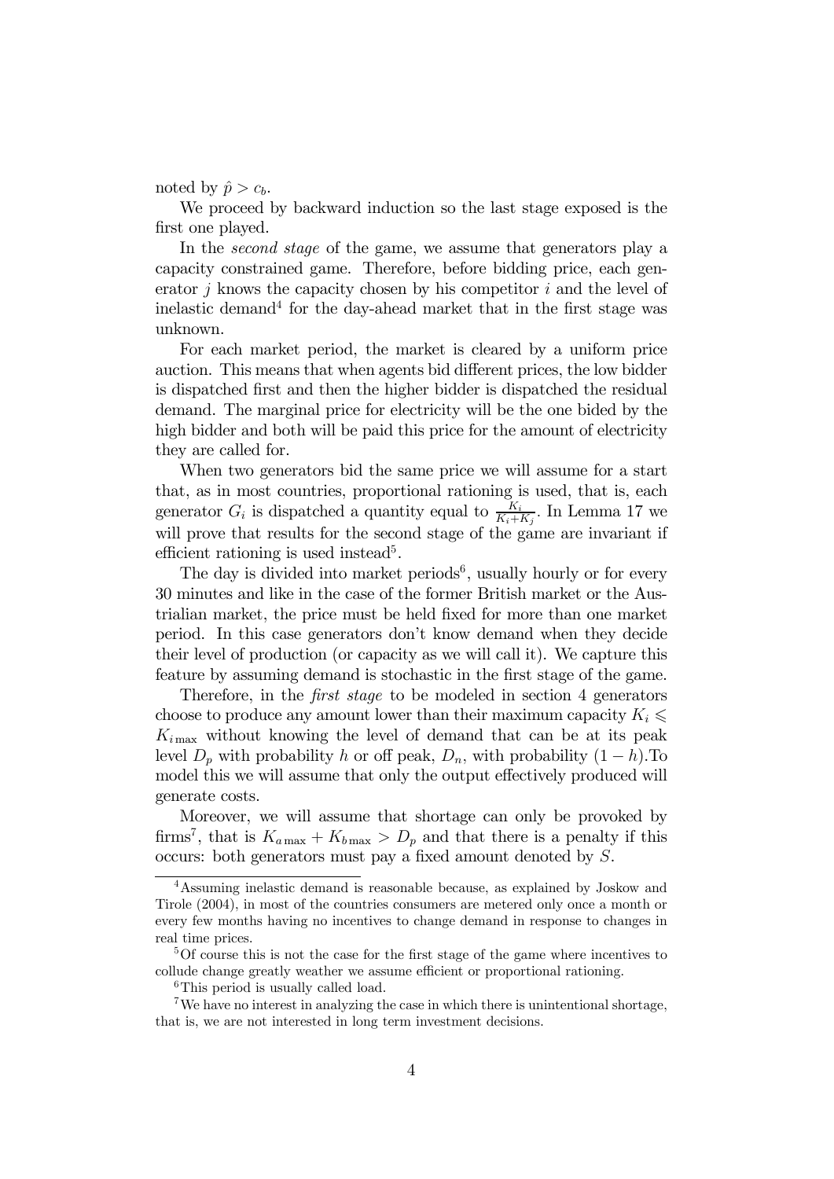noted by $\hat{p} > c_b$.

We proceed by backward induction so the last stage exposed is the first one played.

In the *second stage* of the game, we assume that generators play a capacity constrained game. Therefore, before bidding price, each generator $j$ knows the capacity chosen by his competitor $i$ and the level of inelastic demand[4] for the day-ahead market that in the first stage was unknown.

For each market period, the market is cleared by a uniform price auction. This means that when agents bid different prices, the low bidder is dispatched first and then the higher bidder is dispatched the residual demand. The marginal price for electricity will be the one bided by the high bidder and both will be paid this price for the amount of electricity they are called for.

When two generators bid the same price we will assume for a start that, as in most countries, proportional rationing is used, that is, each generator $G_i$ is dispatched a quantity equal to $\frac{K_i}{K_i+K_j}$. In Lemma 17 we will prove that results for the second stage of the game are invariant if efficient rationing is used instead[5].

The day is divided into market periods[6], usually hourly or for every 30 minutes and like in the case of the former British market or the Austrialian market, the price must be held fixed for more than one market period. In this case generators don't know demand when they decide their level of production (or capacity as we will call it). We capture this feature by assuming demand is stochastic in the first stage of the game.

Therefore, in the *first stage* to be modeled in section 4 generators choose to produce any amount lower than their maximum capacity $K_i \leqslant K_{i\max}$ without knowing the level of demand that can be at its peak level $D_p$ with probability $h$ or off peak, $D_n$, with probability $(1-h)$.To model this we will assume that only the output effectively produced will generate costs.

Moreover, we will assume that shortage can only be provoked by firms[7], that is $K_{a\max} + K_{b\max} > D_p$ and that there is a penalty if this occurs: both generators must pay a fixed amount denoted by $S$.

---

[4] Assuming inelastic demand is reasonable because, as explained by Joskow and Tirole (2004), in most of the countries consumers are metered only once a month or every few months having no incentives to change demand in response to changes in real time prices.

[5] Of course this is not the case for the first stage of the game where incentives to collude change greatly weather we assume efficient or proportional rationing.

[6] This period is usually called load.

[7] We have no interest in analyzing the case in which there is unintentional shortage, that is, we are not interested in long term investment decisions.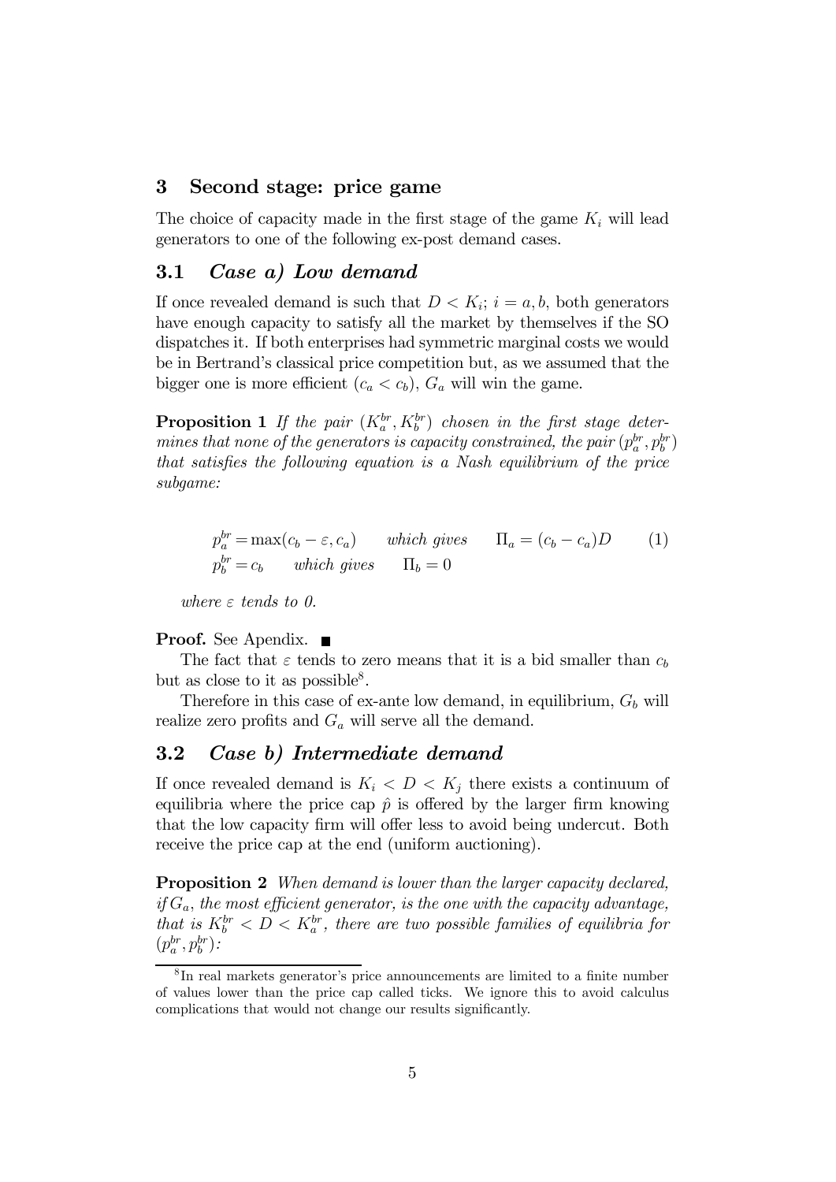## 3 Second stage: price game

The choice of capacity made in the first stage of the game $K_i$ will lead generators to one of the following ex-post demand cases.

### 3.1 *Case a) Low demand*

If once revealed demand is such that $D < K_i$; $i = a, b$, both generators have enough capacity to satisfy all the market by themselves if the SO dispatches it. If both enterprises had symmetric marginal costs we would be in Bertrand's classical price competition but, as we assumed that the bigger one is more efficient ($c_a < c_b$), $G_a$ will win the game.

**Proposition 1** *If the pair $(K_a^{br}, K_b^{br})$ chosen in the first stage determines that none of the generators is capacity constrained, the pair $(p_a^{br}, p_b^{br})$ that satisfies the following equation is a Nash equilibrium of the price subgame:*

$$
\begin{aligned}
p_a^{br} &= \max(c_b - \varepsilon, c_a) \qquad \text{which gives} \qquad \Pi_a = (c_b - c_a)D \\
p_b^{br} &= c_b \qquad \text{which gives} \qquad \Pi_b = 0
\end{aligned}
\tag{1}
$$

*where $\varepsilon$ tends to 0.*

**Proof.** See Apendix. ■

The fact that $\varepsilon$ tends to zero means that it is a bid smaller than $c_b$ but as close to it as possible[8].

Therefore in this case of ex-ante low demand, in equilibrium, $G_b$ will realize zero profits and $G_a$ will serve all the demand.

### 3.2 *Case b) Intermediate demand*

If once revealed demand is $K_i < D < K_j$ there exists a continuum of equilibria where the price cap $\hat{p}$ is offered by the larger firm knowing that the low capacity firm will offer less to avoid being undercut. Both receive the price cap at the end (uniform auctioning).

**Proposition 2** *When demand is lower than the larger capacity declared, if $G_a$, the most efficient generator, is the one with the capacity advantage, that is $K_b^{br} < D < K_a^{br}$, there are two possible families of equilibria for $(p_a^{br}, p_b^{br})$:*

[8] In real markets generator's price announcements are limited to a finite number of values lower than the price cap called ticks. We ignore this to avoid calculus complications that would not change our results significantly.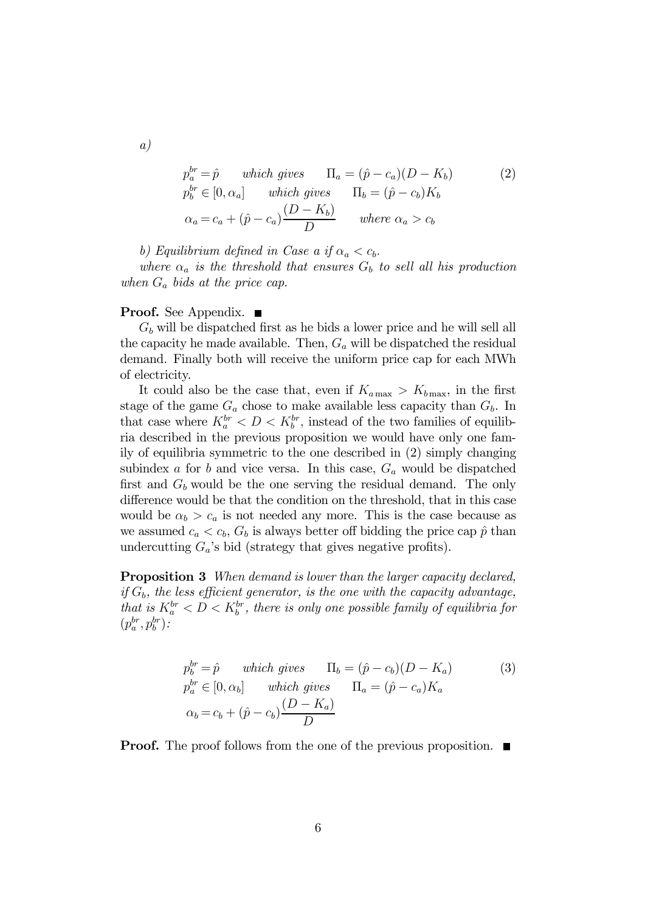*a)*

$$
\begin{aligned}
p_a^{br} &= \hat{p} \qquad \textit{which gives} \qquad \Pi_a = (\hat{p} - c_a)(D - K_b) \\
p_b^{br} &\in [0, \alpha_a] \qquad \textit{which gives} \qquad \Pi_b = (\hat{p} - c_b)K_b \\
\alpha_a &= c_a + (\hat{p} - c_a)\frac{(D - K_b)}{D} \qquad \textit{where } \alpha_a > c_b
\end{aligned}
\tag{2}
$$

*b) Equilibrium defined in Case a if $\alpha_a < c_b$.*

*where $\alpha_a$ is the threshold that ensures $G_b$ to sell all his production when $G_a$ bids at the price cap.*

**Proof.** See Appendix. ■

$G_b$ will be dispatched first as he bids a lower price and he will sell all the capacity he made available. Then, $G_a$ will be dispatched the residual demand. Finally both will receive the uniform price cap for each MWh of electricity.

It could also be the case that, even if $K_{a\max} > K_{b\max}$, in the first stage of the game $G_a$ chose to make available less capacity than $G_b$. In that case where $K_a^{br} < D < K_b^{br}$, instead of the two families of equilibria described in the previous proposition we would have only one family of equilibria symmetric to the one described in (2) simply changing subindex $a$ for $b$ and vice versa. In this case, $G_a$ would be dispatched first and $G_b$ would be the one serving the residual demand. The only difference would be that the condition on the threshold, that in this case would be $\alpha_b > c_a$ is not needed any more. This is the case because as we assumed $c_a < c_b$, $G_b$ is always better off bidding the price cap $\hat{p}$ than undercutting $G_a$'s bid (strategy that gives negative profits).

**Proposition 3** *When demand is lower than the larger capacity declared, if $G_b$, the less efficient generator, is the one with the capacity advantage, that is $K_a^{br} < D < K_b^{br}$, there is only one possible family of equilibria for $(p_a^{br}, p_b^{br})$:*

$$
\begin{aligned}
p_b^{br} &= \hat{p} \qquad \textit{which gives} \qquad \Pi_b = (\hat{p} - c_b)(D - K_a) \\
p_a^{br} &\in [0, \alpha_b] \qquad \textit{which gives} \qquad \Pi_a = (\hat{p} - c_a)K_a \\
\alpha_b &= c_b + (\hat{p} - c_b)\frac{(D - K_a)}{D}
\end{aligned}
\tag{3}
$$

**Proof.** The proof follows from the one of the previous proposition. ■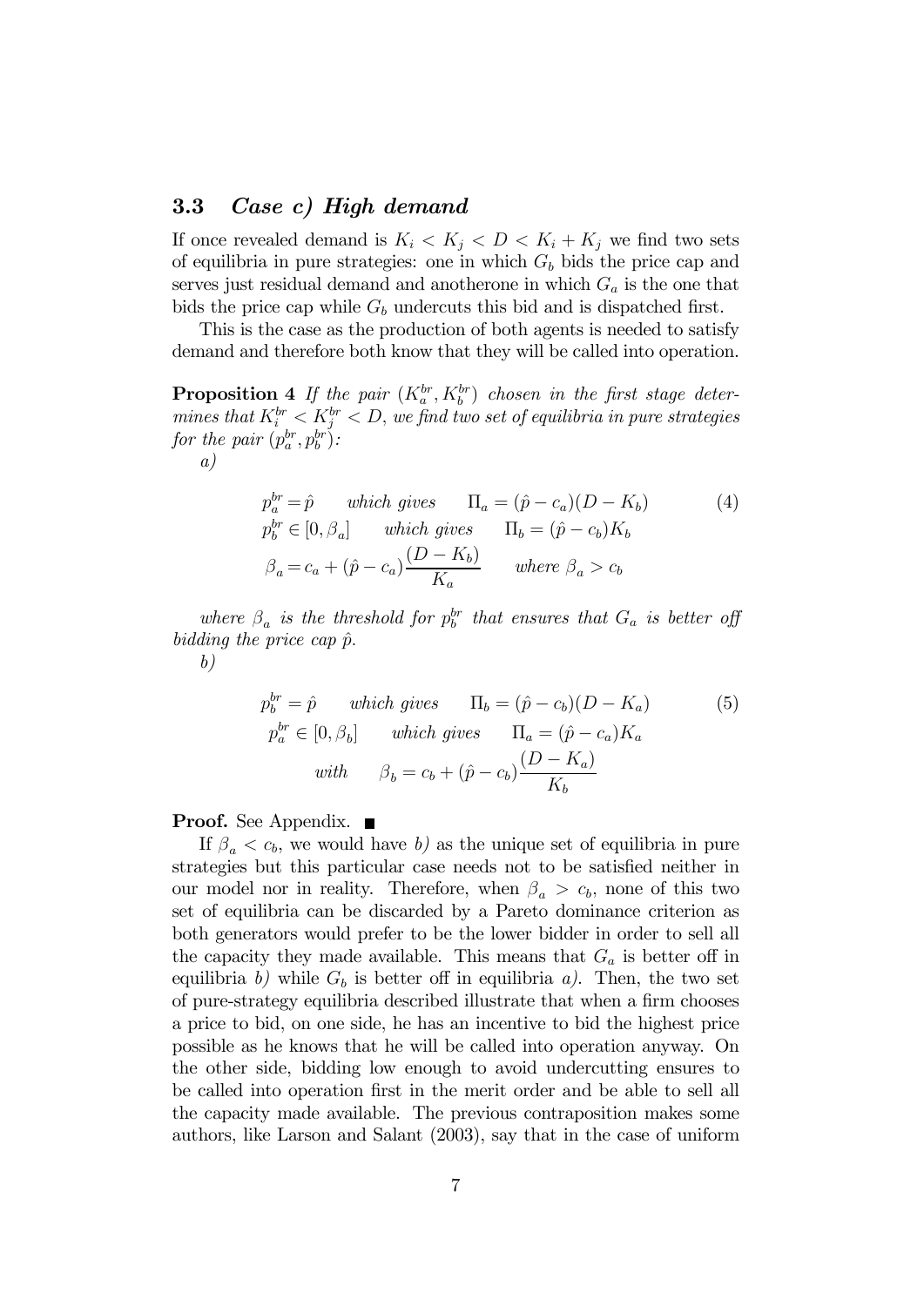### 3.3 *Case c) High demand*

If once revealed demand is $K_i < K_j < D < K_i + K_j$ we find two sets of equilibria in pure strategies: one in which $G_b$ bids the price cap and serves just residual demand and anotherone in which $G_a$ is the one that bids the price cap while $G_b$ undercuts this bid and is dispatched first.

This is the case as the production of both agents is needed to satisfy demand and therefore both know that they will be called into operation.

**Proposition 4** *If the pair $(K_a^{br}, K_b^{br})$ chosen in the first stage determines that $K_i^{br} < K_j^{br} < D$, we find two set of equilibria in pure strategies for the pair $(p_a^{br}, p_b^{br})$:*

*a)*

$$
\begin{aligned}
p_a^{br} &= \hat{p} \qquad \textit{which gives} \qquad \Pi_a = (\hat{p} - c_a)(D - K_b) \\
p_b^{br} &\in [0, \beta_a] \qquad \textit{which gives} \qquad \Pi_b = (\hat{p} - c_b)K_b \\
\beta_a &= c_a + (\hat{p} - c_a)\frac{(D - K_b)}{K_a} \qquad \textit{where } \beta_a > c_b
\end{aligned}
\tag{4}
$$

*where $\beta_a$ is the threshold for $p_b^{br}$ that ensures that $G_a$ is better off bidding the price cap $\hat{p}$.*

*b)*

$$
\begin{aligned}
p_b^{br} &= \hat{p} \qquad \textit{which gives} \qquad \Pi_b = (\hat{p} - c_b)(D - K_a) \\
p_a^{br} &\in [0, \beta_b] \qquad \textit{which gives} \qquad \Pi_a = (\hat{p} - c_a)K_a \\
&\textit{with} \qquad \beta_b = c_b + (\hat{p} - c_b)\frac{(D - K_a)}{K_b}
\end{aligned}
\tag{5}
$$

**Proof.** See Appendix. ■

If $\beta_a < c_b$, we would have *b)* as the unique set of equilibria in pure strategies but this particular case needs not to be satisfied neither in our model nor in reality. Therefore, when $\beta_a > c_b$, none of this two set of equilibria can be discarded by a Pareto dominance criterion as both generators would prefer to be the lower bidder in order to sell all the capacity they made available. This means that $G_a$ is better off in equilibria *b)* while $G_b$ is better off in equilibria *a)*. Then, the two set of pure-strategy equilibria described illustrate that when a firm chooses a price to bid, on one side, he has an incentive to bid the highest price possible as he knows that he will be called into operation anyway. On the other side, bidding low enough to avoid undercutting ensures to be called into operation first in the merit order and be able to sell all the capacity made available. The previous contraposition makes some authors, like Larson and Salant (2003), say that in the case of uniform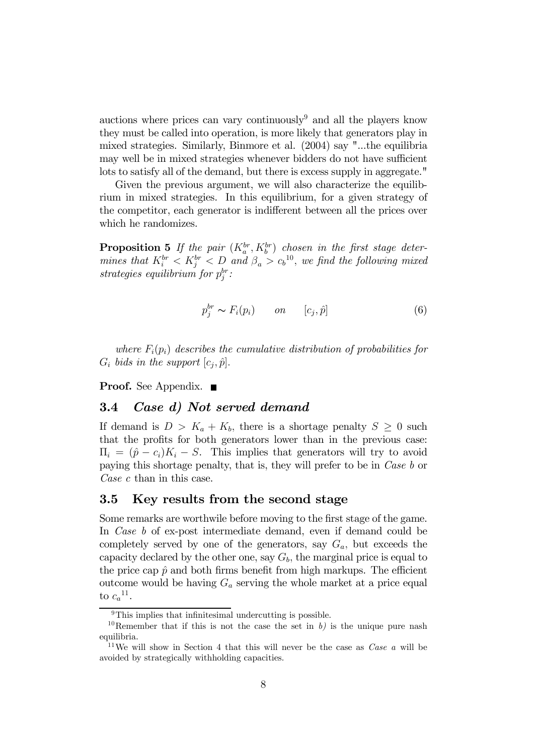auctions where prices can vary continuously[9] and all the players know they must be called into operation, is more likely that generators play in mixed strategies. Similarly, Binmore et al. (2004) say "...the equilibria may well be in mixed strategies whenever bidders do not have sufficient lots to satisfy all of the demand, but there is excess supply in aggregate."

Given the previous argument, we will also characterize the equilibrium in mixed strategies. In this equilibrium, for a given strategy of the competitor, each generator is indifferent between all the prices over which he randomizes.

**Proposition 5** *If the pair* $(K_a^{br}, K_b^{br})$ *chosen in the first stage determines that* $K_i^{br} < K_j^{br} < D$ *and* $\beta_a > c_b$[10]*, we find the following mixed strategies equilibrium for* $p_j^{br}$*:*

$$p_j^{br} \sim F_i(p_i) \qquad on \qquad [c_j, \hat{p}] \tag{6}$$

*where* $F_i(p_i)$ *describes the cumulative distribution of probabilities for* $G_i$ *bids in the support* $[c_j, \hat{p}]$.

**Proof.** See Appendix. ■

## 3.4 *Case d) Not served demand*

If demand is $D > K_a + K_b$, there is a shortage penalty $S \geq 0$ such that the profits for both generators lower than in the previous case: $\Pi_i = (\hat{p} - c_i)K_i - S$. This implies that generators will try to avoid paying this shortage penalty, that is, they will prefer to be in *Case b* or *Case c* than in this case.

## 3.5 Key results from the second stage

Some remarks are worthwile before moving to the first stage of the game. In *Case b* of ex-post intermediate demand, even if demand could be completely served by one of the generators, say $G_a$, but exceeds the capacity declared by the other one, say $G_b$, the marginal price is equal to the price cap $\hat{p}$ and both firms benefit from high markups. The efficient outcome would be having $G_a$ serving the whole market at a price equal to $c_a$[11].

[9] This implies that infinitesimal undercutting is possible.

[10] Remember that if this is not the case the set in *b)* is the unique pure nash equilibria.

[11] We will show in Section 4 that this will never be the case as *Case a* will be avoided by strategically withholding capacities.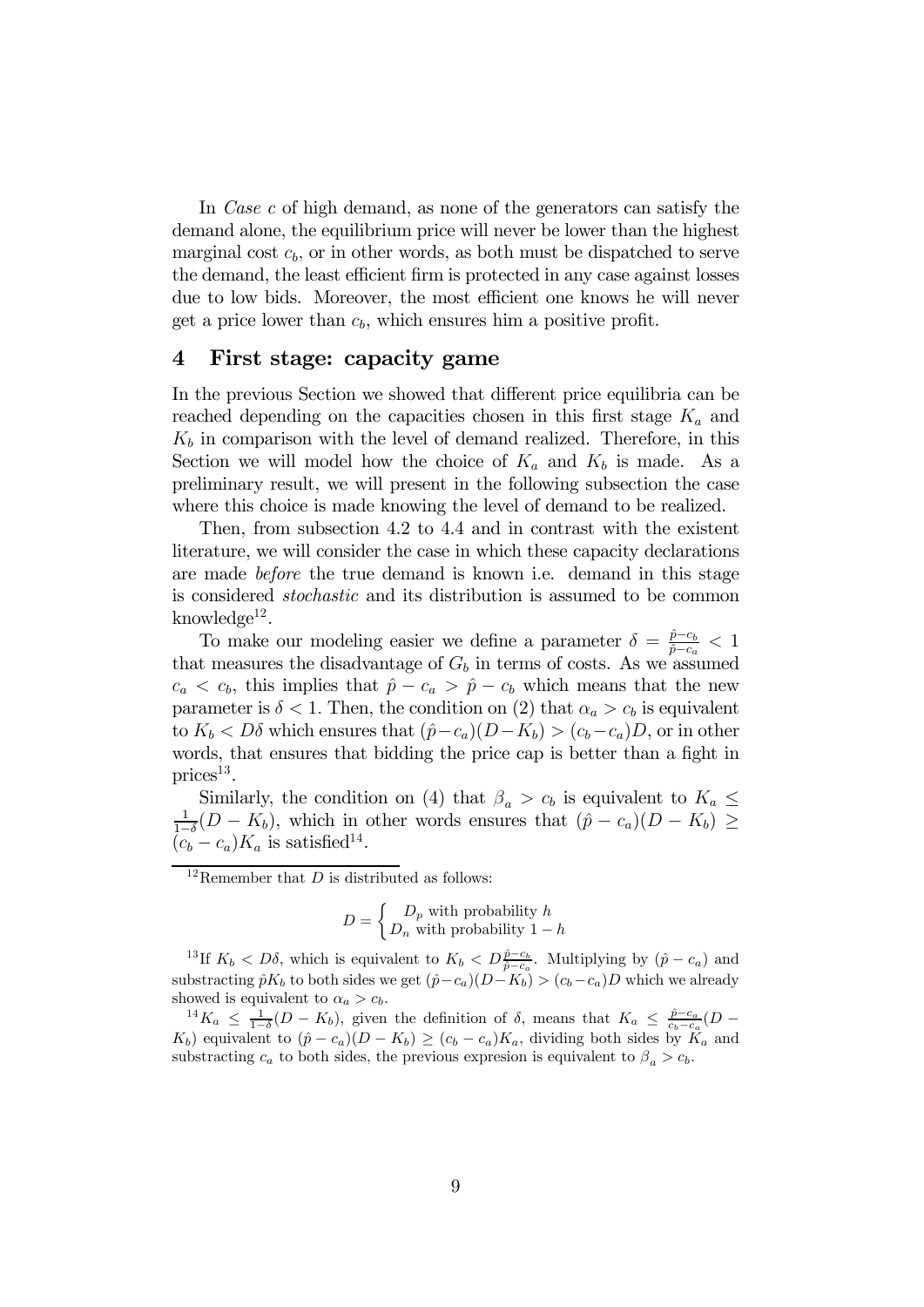In *Case c* of high demand, as none of the generators can satisfy the demand alone, the equilibrium price will never be lower than the highest marginal cost $c_b$, or in other words, as both must be dispatched to serve the demand, the least efficient firm is protected in any case against losses due to low bids. Moreover, the most efficient one knows he will never get a price lower than $c_b$, which ensures him a positive profit.

## 4 First stage: capacity game

In the previous Section we showed that different price equilibria can be reached depending on the capacities chosen in this first stage $K_a$ and $K_b$ in comparison with the level of demand realized. Therefore, in this Section we will model how the choice of $K_a$ and $K_b$ is made. As a preliminary result, we will present in the following subsection the case where this choice is made knowing the level of demand to be realized.

Then, from subsection 4.2 to 4.4 and in contrast with the existent literature, we will consider the case in which these capacity declarations are made *before* the true demand is known i.e. demand in this stage is considered *stochastic* and its distribution is assumed to be common knowledge[12].

To make our modeling easier we define a parameter $\delta = \frac{\hat{p}-c_b}{\hat{p}-c_a} < 1$ that measures the disadvantage of $G_b$ in terms of costs. As we assumed $c_a < c_b$, this implies that $\hat{p} - c_a > \hat{p} - c_b$ which means that the new parameter is $\delta < 1$. Then, the condition on (2) that $\alpha_a > c_b$ is equivalent to $K_b < D\delta$ which ensures that $(\hat{p}-c_a)(D-K_b) > (c_b-c_a)D$, or in other words, that ensures that bidding the price cap is better than a fight in prices[13].

Similarly, the condition on (4) that $\beta_a > c_b$ is equivalent to $K_a \leq \frac{1}{1-\delta}(D - K_b)$, which in other words ensures that $(\hat{p} - c_a)(D - K_b) \geq (c_b - c_a)K_a$ is satisfied[14].

---

[12] Remember that $D$ is distributed as follows:

$$D = \begin{cases} D_p \text{ with probability } h \\ D_n \text{ with probability } 1-h \end{cases}$$

[13] If $K_b < D\delta$, which is equivalent to $K_b < D\frac{\hat{p}-c_b}{\hat{p}-c_a}$. Multiplying by $(\hat{p} - c_a)$ and substracting $\hat{p}K_b$ to both sides we get $(\hat{p}-c_a)(D-K_b) > (c_b-c_a)D$ which we already showed is equivalent to $\alpha_a > c_b$.

[14] $K_a \leq \frac{1}{1-\delta}(D - K_b)$, given the definition of $\delta$, means that $K_a \leq \frac{\hat{p}-c_a}{c_b-c_a}(D - K_b)$ equivalent to $(\hat{p} - c_a)(D - K_b) \geq (c_b - c_a)K_a$, dividing both sides by $K_a$ and substracting $c_a$ to both sides, the previous expresion is equivalent to $\beta_a > c_b$.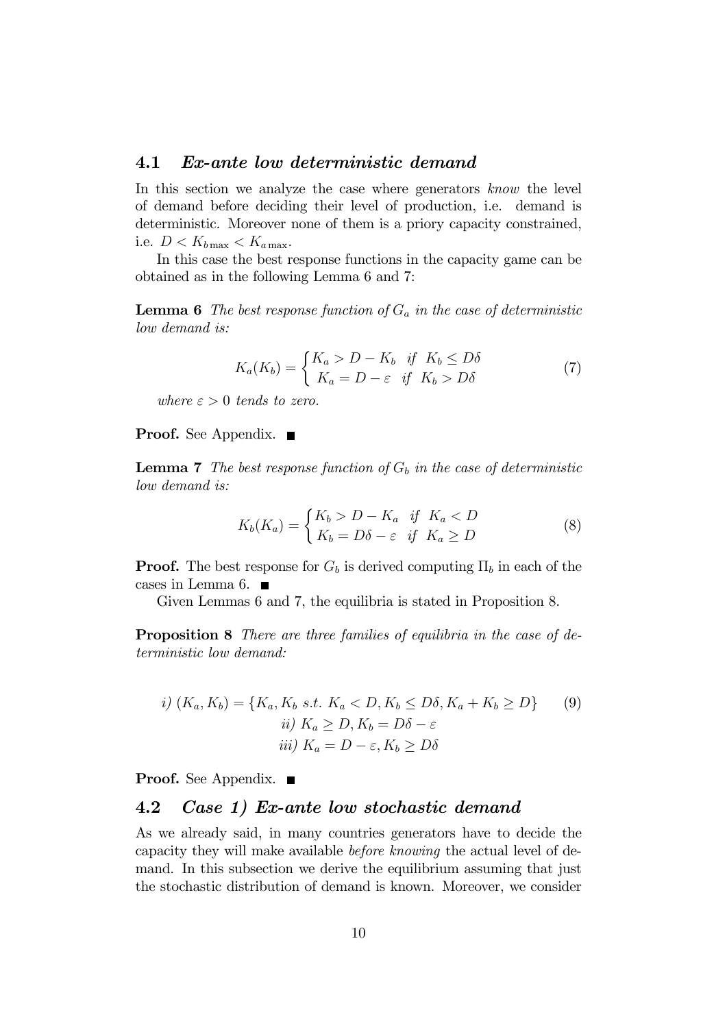## 4.1 *Ex-ante low deterministic demand*

In this section we analyze the case where generators *know* the level of demand before deciding their level of production, i.e. demand is deterministic. Moreover none of them is a priory capacity constrained, i.e. $D < K_{b\max} < K_{a\max}$.

In this case the best response functions in the capacity game can be obtained as in the following Lemma 6 and 7:

**Lemma 6** *The best response function of $G_a$ in the case of deterministic low demand is:*

$$K_a(K_b) = \begin{cases} K_a > D - K_b & if \;\; K_b \leq D\delta \\ K_a = D - \varepsilon & if \;\; K_b > D\delta \end{cases} \tag{7}$$

*where $\varepsilon > 0$ tends to zero.*

**Proof.** See Appendix. ■

**Lemma 7** *The best response function of $G_b$ in the case of deterministic low demand is:*

$$K_b(K_a) = \begin{cases} K_b > D - K_a & if \;\; K_a < D \\ K_b = D\delta - \varepsilon & if \;\; K_a \geq D \end{cases} \tag{8}$$

**Proof.** The best response for $G_b$ is derived computing $\Pi_b$ in each of the cases in Lemma 6. ■

Given Lemmas 6 and 7, the equilibria is stated in Proposition 8.

**Proposition 8** *There are three families of equilibria in the case of deterministic low demand:*

$$i)\; (K_a, K_b) = \{K_a, K_b \;s.t.\; K_a < D, K_b \leq D\delta, K_a + K_b \geq D\} \tag{9}$$
$$ii)\; K_a \geq D, K_b = D\delta - \varepsilon$$
$$iii)\; K_a = D - \varepsilon, K_b \geq D\delta$$

**Proof.** See Appendix. ■

## 4.2 *Case 1) Ex-ante low stochastic demand*

As we already said, in many countries generators have to decide the capacity they will make available *before knowing* the actual level of demand. In this subsection we derive the equilibrium assuming that just the stochastic distribution of demand is known. Moreover, we consider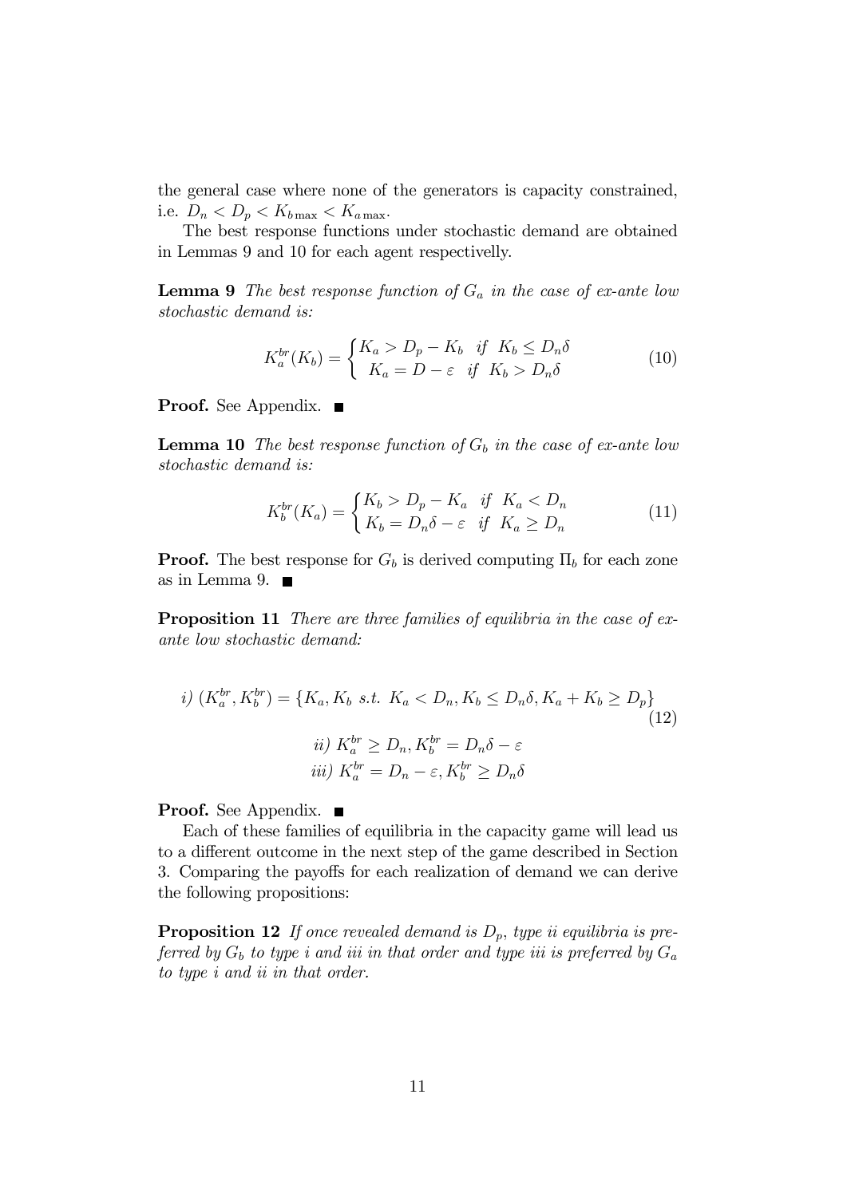the general case where none of the generators is capacity constrained, i.e. $D_n < D_p < K_{b\max} < K_{a\max}$.

The best response functions under stochastic demand are obtained in Lemmas 9 and 10 for each agent respectivelly.

**Lemma 9** *The best response function of $G_a$ in the case of ex-ante low stochastic demand is:*

$$K_a^{br}(K_b) = \begin{cases} K_a > D_p - K_b & \text{if} \;\; K_b \leq D_n\delta \\ K_a = D - \varepsilon & \text{if} \;\; K_b > D_n\delta \end{cases} \tag{10}$$

**Proof.** See Appendix. ■

**Lemma 10** *The best response function of $G_b$ in the case of ex-ante low stochastic demand is:*

$$K_b^{br}(K_a) = \begin{cases} K_b > D_p - K_a & \text{if} \;\; K_a < D_n \\ K_b = D_n\delta - \varepsilon & \text{if} \;\; K_a \geq D_n \end{cases} \tag{11}$$

**Proof.** The best response for $G_b$ is derived computing $\Pi_b$ for each zone as in Lemma 9. ■

**Proposition 11** *There are three families of equilibria in the case of ex-ante low stochastic demand:*

$$i)\; (K_a^{br}, K_b^{br}) = \{K_a, K_b \;\; s.t. \;\; K_a < D_n, K_b \leq D_n\delta, K_a + K_b \geq D_p\} \tag{12}$$

$$ii)\; K_a^{br} \geq D_n, K_b^{br} = D_n\delta - \varepsilon$$

$$iii)\; K_a^{br} = D_n - \varepsilon, K_b^{br} \geq D_n\delta$$

**Proof.** See Appendix. ■

Each of these families of equilibria in the capacity game will lead us to a different outcome in the next step of the game described in Section 3. Comparing the payoffs for each realization of demand we can derive the following propositions:

**Proposition 12** *If once revealed demand is $D_p$, type ii equilibria is preferred by $G_b$ to type i and iii in that order and type iii is preferred by $G_a$ to type i and ii in that order.*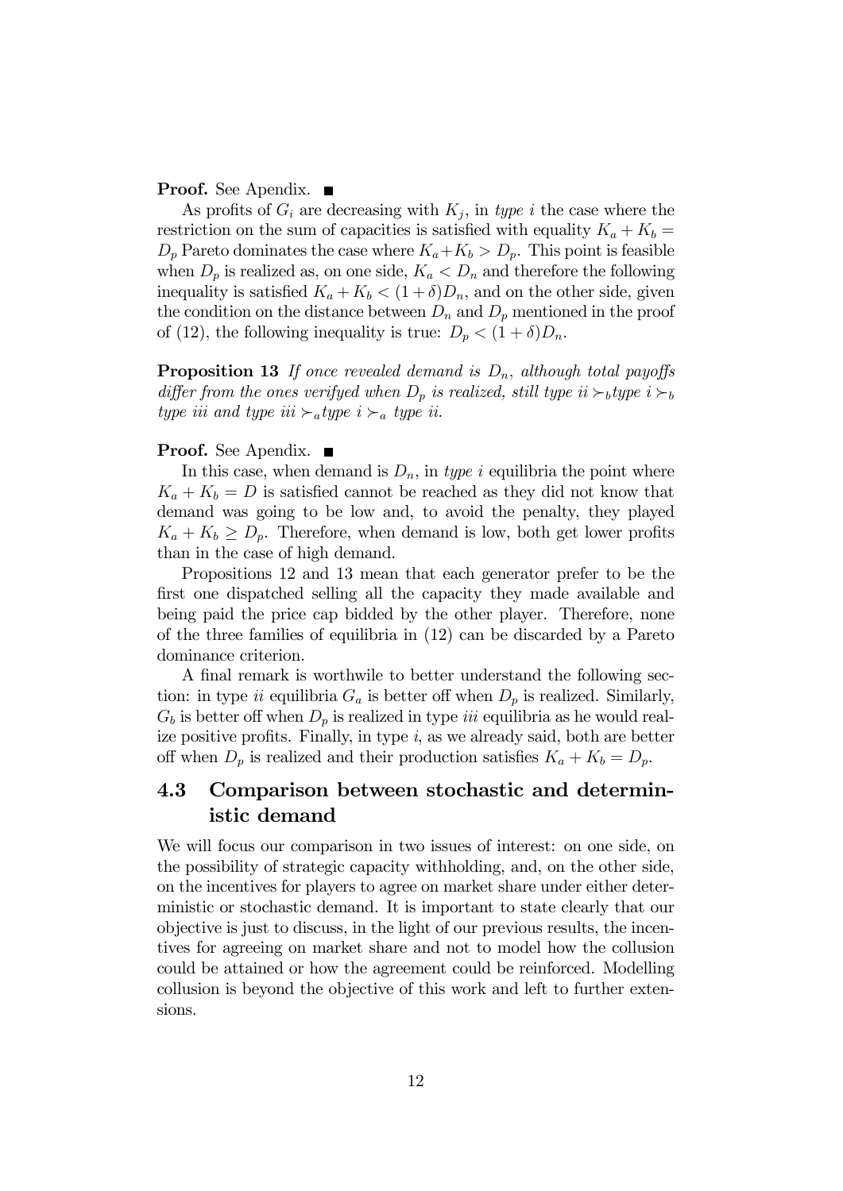**Proof.** See Apendix. ■

As profits of $G_i$ are decreasing with $K_j$, in *type i* the case where the restriction on the sum of capacities is satisfied with equality $K_a + K_b = D_p$ Pareto dominates the case where $K_a + K_b > D_p$. This point is feasible when $D_p$ is realized as, on one side, $K_a < D_n$ and therefore the following inequality is satisfied $K_a + K_b < (1+\delta)D_n$, and on the other side, given the condition on the distance between $D_n$ and $D_p$ mentioned in the proof of (12), the following inequality is true: $D_p < (1+\delta)D_n$.

**Proposition 13** *If once revealed demand is $D_n$, although total payoffs differ from the ones verifyed when $D_p$ is realized, still type ii $\succ_b$ type i $\succ_b$ type iii and type iii $\succ_a$ type i $\succ_a$ type ii.*

**Proof.** See Apendix. ■

In this case, when demand is $D_n$, in *type i* equilibria the point where $K_a + K_b = D$ is satisfied cannot be reached as they did not know that demand was going to be low and, to avoid the penalty, they played $K_a + K_b \geq D_p$. Therefore, when demand is low, both get lower profits than in the case of high demand.

Propositions 12 and 13 mean that each generator prefer to be the first one dispatched selling all the capacity they made available and being paid the price cap bidded by the other player. Therefore, none of the three families of equilibria in (12) can be discarded by a Pareto dominance criterion.

A final remark is worthwile to better understand the following section: in type *ii* equilibria $G_a$ is better off when $D_p$ is realized. Similarly, $G_b$ is better off when $D_p$ is realized in type *iii* equilibria as he would realize positive profits. Finally, in type *i*, as we already said, both are better off when $D_p$ is realized and their production satisfies $K_a + K_b = D_p$.

## 4.3 Comparison between stochastic and deterministic demand

We will focus our comparison in two issues of interest: on one side, on the possibility of strategic capacity withholding, and, on the other side, on the incentives for players to agree on market share under either deterministic or stochastic demand. It is important to state clearly that our objective is just to discuss, in the light of our previous results, the incentives for agreeing on market share and not to model how the collusion could be attained or how the agreement could be reinforced. Modelling collusion is beyond the objective of this work and left to further extensions.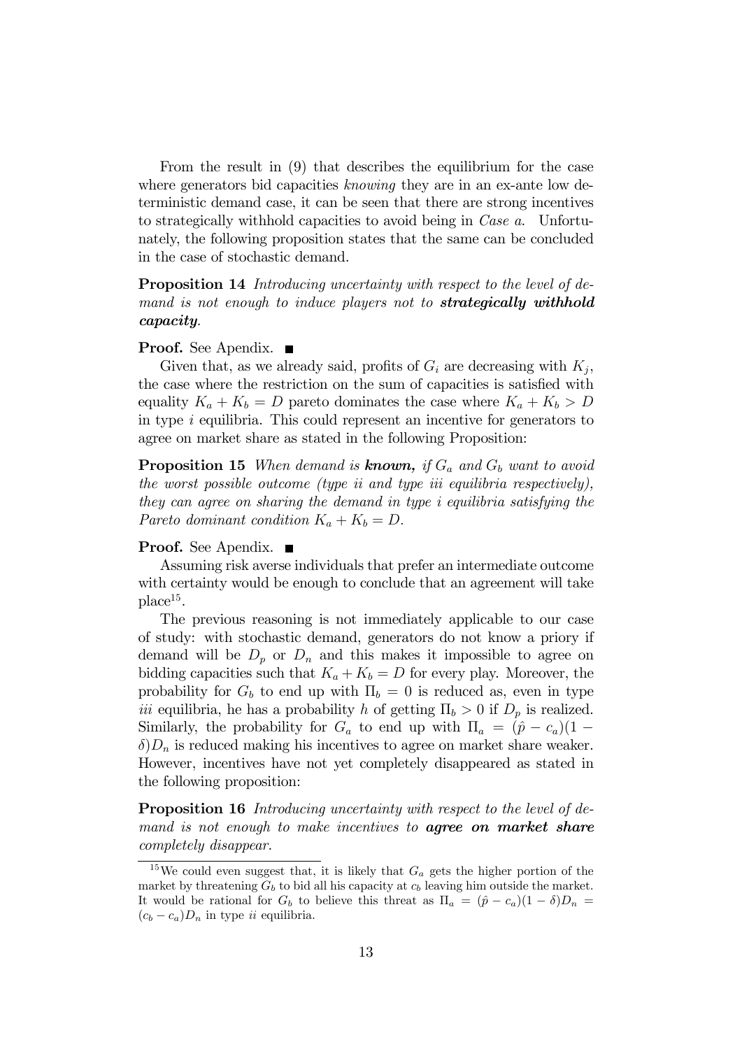From the result in (9) that describes the equilibrium for the case where generators bid capacities *knowing* they are in an ex-ante low deterministic demand case, it can be seen that there are strong incentives to strategically withhold capacities to avoid being in *Case a.* Unfortunately, the following proposition states that the same can be concluded in the case of stochastic demand.

**Proposition 14** *Introducing uncertainty with respect to the level of demand is not enough to induce players not to* ***strategically withhold capacity****.*

**Proof.** See Apendix. ■

Given that, as we already said, profits of $G_i$ are decreasing with $K_j$, the case where the restriction on the sum of capacities is satisfied with equality $K_a + K_b = D$ pareto dominates the case where $K_a + K_b > D$ in type $i$ equilibria. This could represent an incentive for generators to agree on market share as stated in the following Proposition:

**Proposition 15** *When demand is* ***known,*** *if $G_a$ and $G_b$ want to avoid the worst possible outcome (type ii and type iii equilibria respectively), they can agree on sharing the demand in type i equilibria satisfying the Pareto dominant condition $K_a + K_b = D$.*

**Proof.** See Apendix. ■

Assuming risk averse individuals that prefer an intermediate outcome with certainty would be enough to conclude that an agreement will take place[15].

The previous reasoning is not immediately applicable to our case of study: with stochastic demand, generators do not know a priory if demand will be $D_p$ or $D_n$ and this makes it impossible to agree on bidding capacities such that $K_a + K_b = D$ for every play. Moreover, the probability for $G_b$ to end up with $\Pi_b = 0$ is reduced as, even in type *iii* equilibria, he has a probability $h$ of getting $\Pi_b > 0$ if $D_p$ is realized. Similarly, the probability for $G_a$ to end up with $\Pi_a = (\hat{p} - c_a)(1 - \delta)D_n$ is reduced making his incentives to agree on market share weaker. However, incentives have not yet completely disappeared as stated in the following proposition:

**Proposition 16** *Introducing uncertainty with respect to the level of demand is not enough to make incentives to* ***agree on market share*** *completely disappear.*

[15] We could even suggest that, it is likely that $G_a$ gets the higher portion of the market by threatening $G_b$ to bid all his capacity at $c_b$ leaving him outside the market. It would be rational for $G_b$ to believe this threat as $\Pi_a = (\hat{p} - c_a)(1 - \delta)D_n = (c_b - c_a)D_n$ in type *ii* equilibria.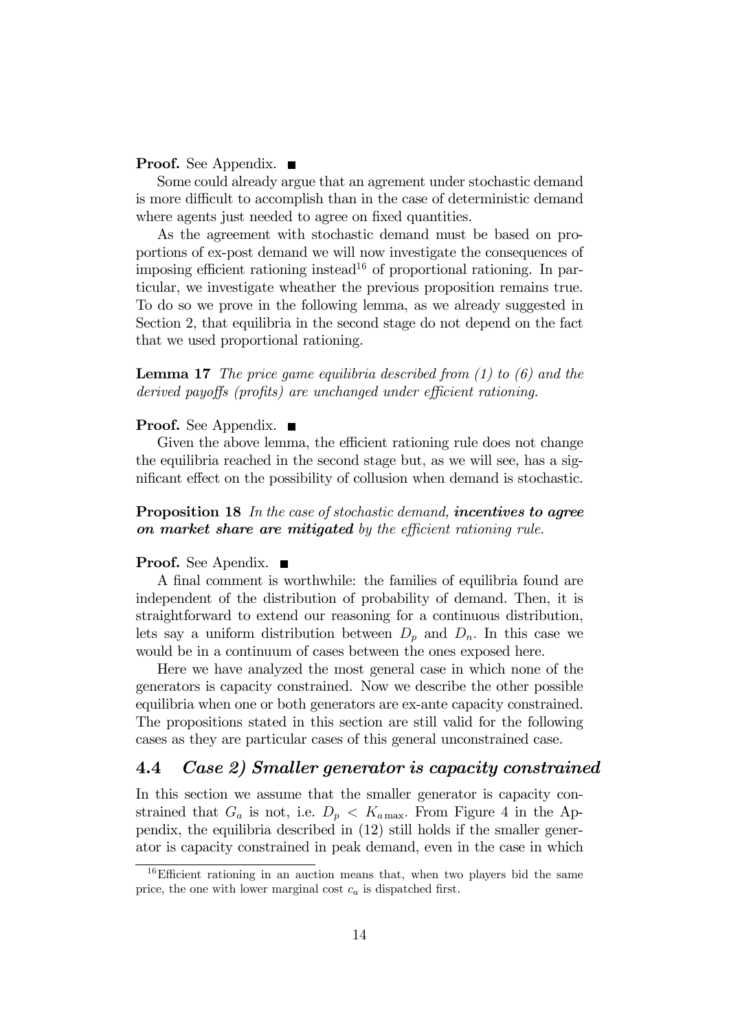**Proof.** See Appendix. ■

Some could already argue that an agrement under stochastic demand is more difficult to accomplish than in the case of deterministic demand where agents just needed to agree on fixed quantities.

As the agreement with stochastic demand must be based on proportions of ex-post demand we will now investigate the consequences of imposing efficient rationing instead[16] of proportional rationing. In particular, we investigate wheather the previous proposition remains true. To do so we prove in the following lemma, as we already suggested in Section 2, that equilibria in the second stage do not depend on the fact that we used proportional rationing.

**Lemma 17** *The price game equilibria described from (1) to (6) and the derived payoffs (profits) are unchanged under efficient rationing.*

**Proof.** See Appendix. ■

Given the above lemma, the efficient rationing rule does not change the equilibria reached in the second stage but, as we will see, has a significant effect on the possibility of collusion when demand is stochastic.

**Proposition 18** *In the case of stochastic demand,* ***incentives to agree on market share are mitigated*** *by the efficient rationing rule.*

**Proof.** See Apendix. ■

A final comment is worthwhile: the families of equilibria found are independent of the distribution of probability of demand. Then, it is straightforward to extend our reasoning for a continuous distribution, lets say a uniform distribution between $D_p$ and $D_n$. In this case we would be in a continuum of cases between the ones exposed here.

Here we have analyzed the most general case in which none of the generators is capacity constrained. Now we describe the other possible equilibria when one or both generators are ex-ante capacity constrained. The propositions stated in this section are still valid for the following cases as they are particular cases of this general unconstrained case.

## 4.4 *Case 2) Smaller generator is capacity constrained*

In this section we assume that the smaller generator is capacity constrained that $G_a$ is not, i.e. $D_p < K_{a\max}$. From Figure 4 in the Appendix, the equilibria described in (12) still holds if the smaller generator is capacity constrained in peak demand, even in the case in which

[16] Efficient rationing in an auction means that, when two players bid the same price, the one with lower marginal cost $c_a$ is dispatched first.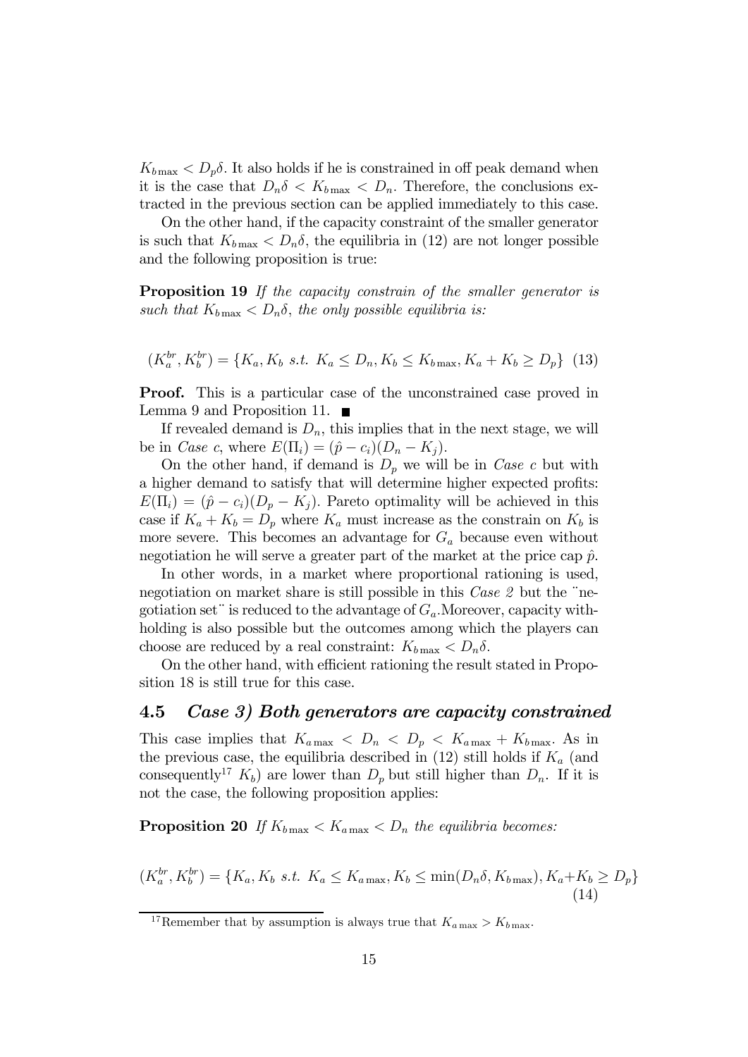$K_{b\max} < D_p\delta$. It also holds if he is constrained in off peak demand when it is the case that $D_n\delta < K_{b\max} < D_n$. Therefore, the conclusions extracted in the previous section can be applied immediately to this case.

On the other hand, if the capacity constraint of the smaller generator is such that $K_{b\max} < D_n\delta$, the equilibria in (12) are not longer possible and the following proposition is true:

**Proposition 19** *If the capacity constrain of the smaller generator is such that $K_{b\max} < D_n\delta$, the only possible equilibria is:*

$$(K_a^{br}, K_b^{br}) = \{K_a, K_b \text{ s.t. } K_a \leq D_n, K_b \leq K_{b\max}, K_a + K_b \geq D_p\} \quad (13)$$

**Proof.** This is a particular case of the unconstrained case proved in Lemma 9 and Proposition 11. ■

If revealed demand is $D_n$, this implies that in the next stage, we will be in *Case c*, where $E(\Pi_i) = (\hat{p} - c_i)(D_n - K_j)$.

On the other hand, if demand is $D_p$ we will be in *Case c* but with a higher demand to satisfy that will determine higher expected profits: $E(\Pi_i) = (\hat{p} - c_i)(D_p - K_j)$. Pareto optimality will be achieved in this case if $K_a + K_b = D_p$ where $K_a$ must increase as the constrain on $K_b$ is more severe. This becomes an advantage for $G_a$ because even without negotiation he will serve a greater part of the market at the price cap $\hat{p}$.

In other words, in a market where proportional rationing is used, negotiation on market share is still possible in this *Case 2* but the ¨negotiation set¨ is reduced to the advantage of $G_a$.Moreover, capacity withholding is also possible but the outcomes among which the players can choose are reduced by a real constraint: $K_{b\max} < D_n\delta$.

On the other hand, with efficient rationing the result stated in Proposition 18 is still true for this case.

## 4.5 *Case 3) Both generators are capacity constrained*

This case implies that $K_{a\max} < D_n < D_p < K_{a\max} + K_{b\max}$. As in the previous case, the equilibria described in (12) still holds if $K_a$ (and consequently[17] $K_b$) are lower than $D_p$ but still higher than $D_n$. If it is not the case, the following proposition applies:

**Proposition 20** *If $K_{b\max} < K_{a\max} < D_n$ the equilibria becomes:*

$$(K_a^{br}, K_b^{br}) = \{K_a, K_b \text{ s.t. } K_a \leq K_{a\max}, K_b \leq \min(D_n\delta, K_{b\max}), K_a + K_b \geq D_p\} \quad (14)$$

[17] Remember that by assumption is always true that $K_{a\max} > K_{b\max}$.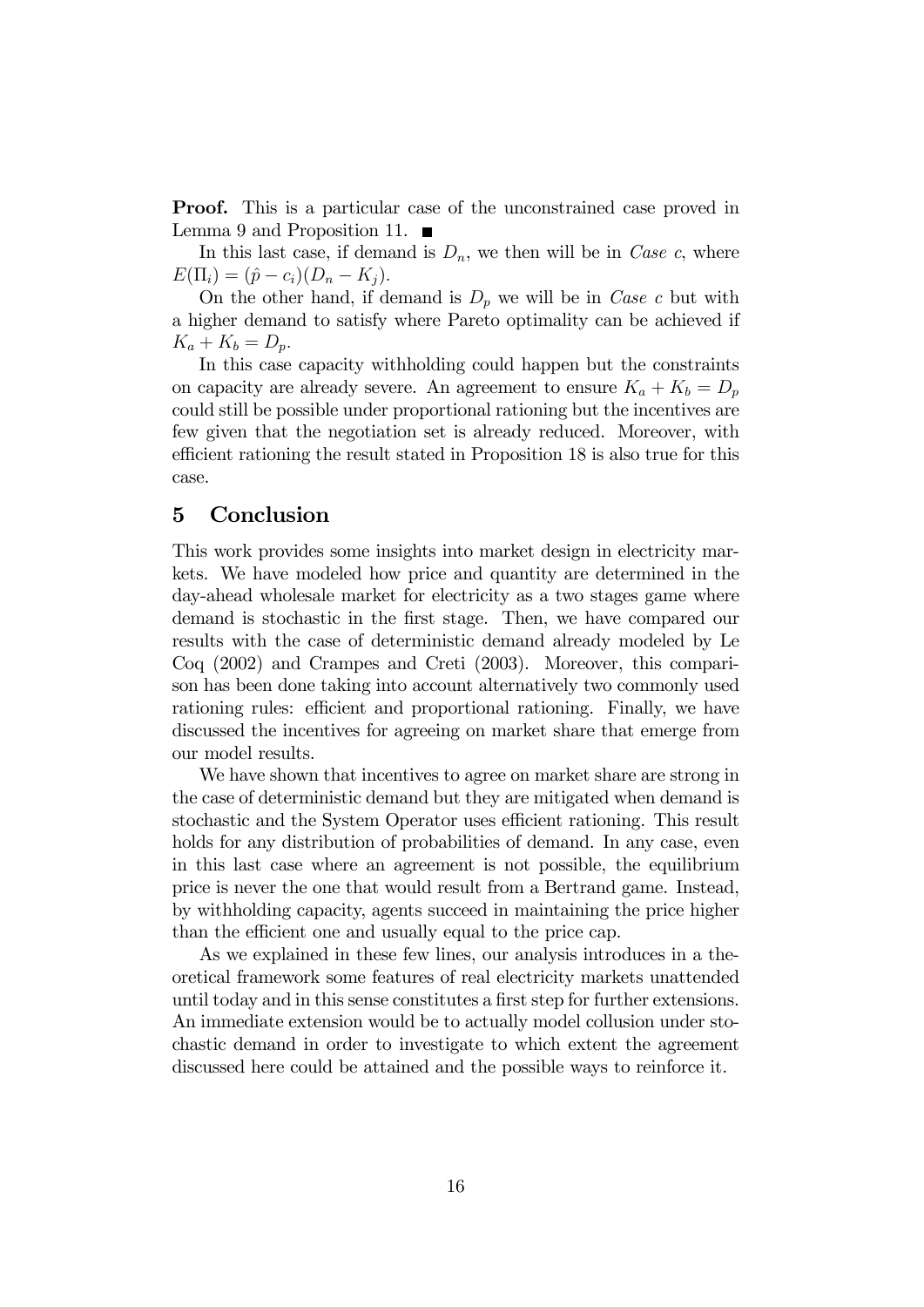**Proof.** This is a particular case of the unconstrained case proved in Lemma 9 and Proposition 11. ■

In this last case, if demand is $D_n$, we then will be in *Case c*, where $E(\Pi_i) = (\hat{p} - c_i)(D_n - K_j)$.

On the other hand, if demand is $D_p$ we will be in *Case c* but with a higher demand to satisfy where Pareto optimality can be achieved if $K_a + K_b = D_p$.

In this case capacity withholding could happen but the constraints on capacity are already severe. An agreement to ensure $K_a + K_b = D_p$ could still be possible under proportional rationing but the incentives are few given that the negotiation set is already reduced. Moreover, with efficient rationing the result stated in Proposition 18 is also true for this case.

## 5 Conclusion

This work provides some insights into market design in electricity markets. We have modeled how price and quantity are determined in the day-ahead wholesale market for electricity as a two stages game where demand is stochastic in the first stage. Then, we have compared our results with the case of deterministic demand already modeled by Le Coq (2002) and Crampes and Creti (2003). Moreover, this comparison has been done taking into account alternatively two commonly used rationing rules: efficient and proportional rationing. Finally, we have discussed the incentives for agreeing on market share that emerge from our model results.

We have shown that incentives to agree on market share are strong in the case of deterministic demand but they are mitigated when demand is stochastic and the System Operator uses efficient rationing. This result holds for any distribution of probabilities of demand. In any case, even in this last case where an agreement is not possible, the equilibrium price is never the one that would result from a Bertrand game. Instead, by withholding capacity, agents succeed in maintaining the price higher than the efficient one and usually equal to the price cap.

As we explained in these few lines, our analysis introduces in a theoretical framework some features of real electricity markets unattended until today and in this sense constitutes a first step for further extensions. An immediate extension would be to actually model collusion under stochastic demand in order to investigate to which extent the agreement discussed here could be attained and the possible ways to reinforce it.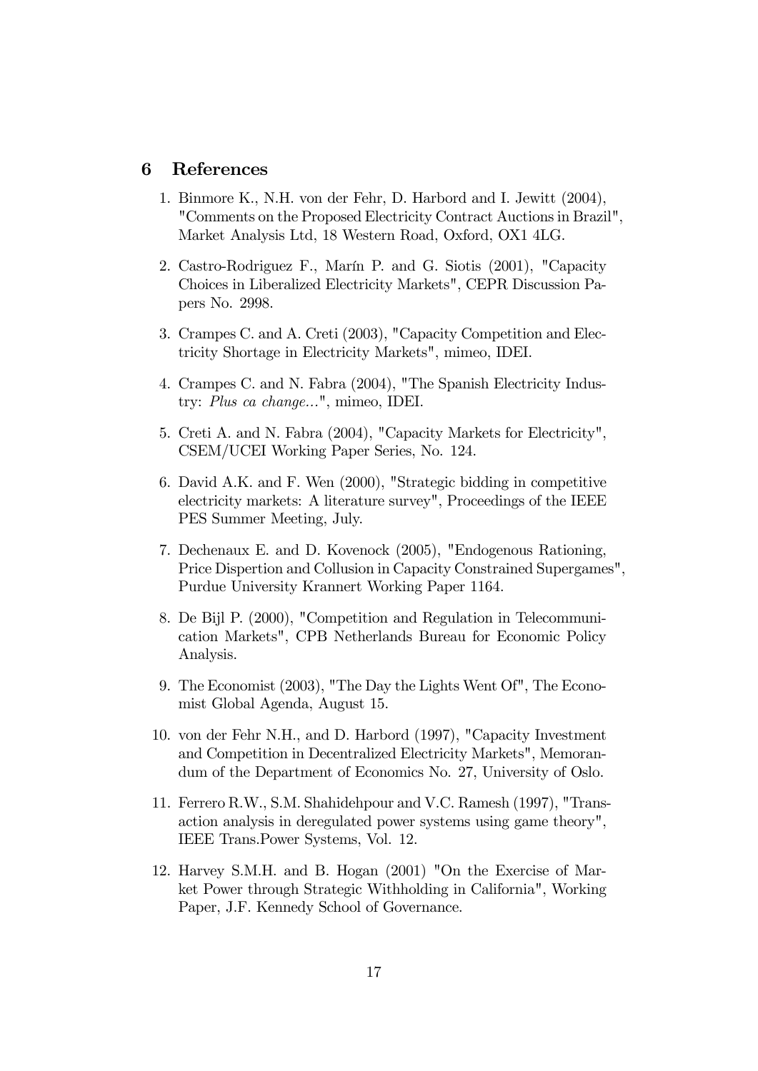## 6 References

1. Binmore K., N.H. von der Fehr, D. Harbord and I. Jewitt (2004), "Comments on the Proposed Electricity Contract Auctions in Brazil", Market Analysis Ltd, 18 Western Road, Oxford, OX1 4LG.

2. Castro-Rodriguez F., Marín P. and G. Siotis (2001), "Capacity Choices in Liberalized Electricity Markets", CEPR Discussion Papers No. 2998.

3. Crampes C. and A. Creti (2003), "Capacity Competition and Electricity Shortage in Electricity Markets", mimeo, IDEI.

4. Crampes C. and N. Fabra (2004), "The Spanish Electricity Industry: *Plus ca change...*", mimeo, IDEI.

5. Creti A. and N. Fabra (2004), "Capacity Markets for Electricity", CSEM/UCEI Working Paper Series, No. 124.

6. David A.K. and F. Wen (2000), "Strategic bidding in competitive electricity markets: A literature survey", Proceedings of the IEEE PES Summer Meeting, July.

7. Dechenaux E. and D. Kovenock (2005), "Endogenous Rationing, Price Dispertion and Collusion in Capacity Constrained Supergames", Purdue University Krannert Working Paper 1164.

8. De Bijl P. (2000), "Competition and Regulation in Telecommunication Markets", CPB Netherlands Bureau for Economic Policy Analysis.

9. The Economist (2003), "The Day the Lights Went Of", The Economist Global Agenda, August 15.

10. von der Fehr N.H., and D. Harbord (1997), "Capacity Investment and Competition in Decentralized Electricity Markets", Memorandum of the Department of Economics No. 27, University of Oslo.

11. Ferrero R.W., S.M. Shahidehpour and V.C. Ramesh (1997), "Transaction analysis in deregulated power systems using game theory", IEEE Trans.Power Systems, Vol. 12.

12. Harvey S.M.H. and B. Hogan (2001) "On the Exercise of Market Power through Strategic Withholding in California", Working Paper, J.F. Kennedy School of Governance.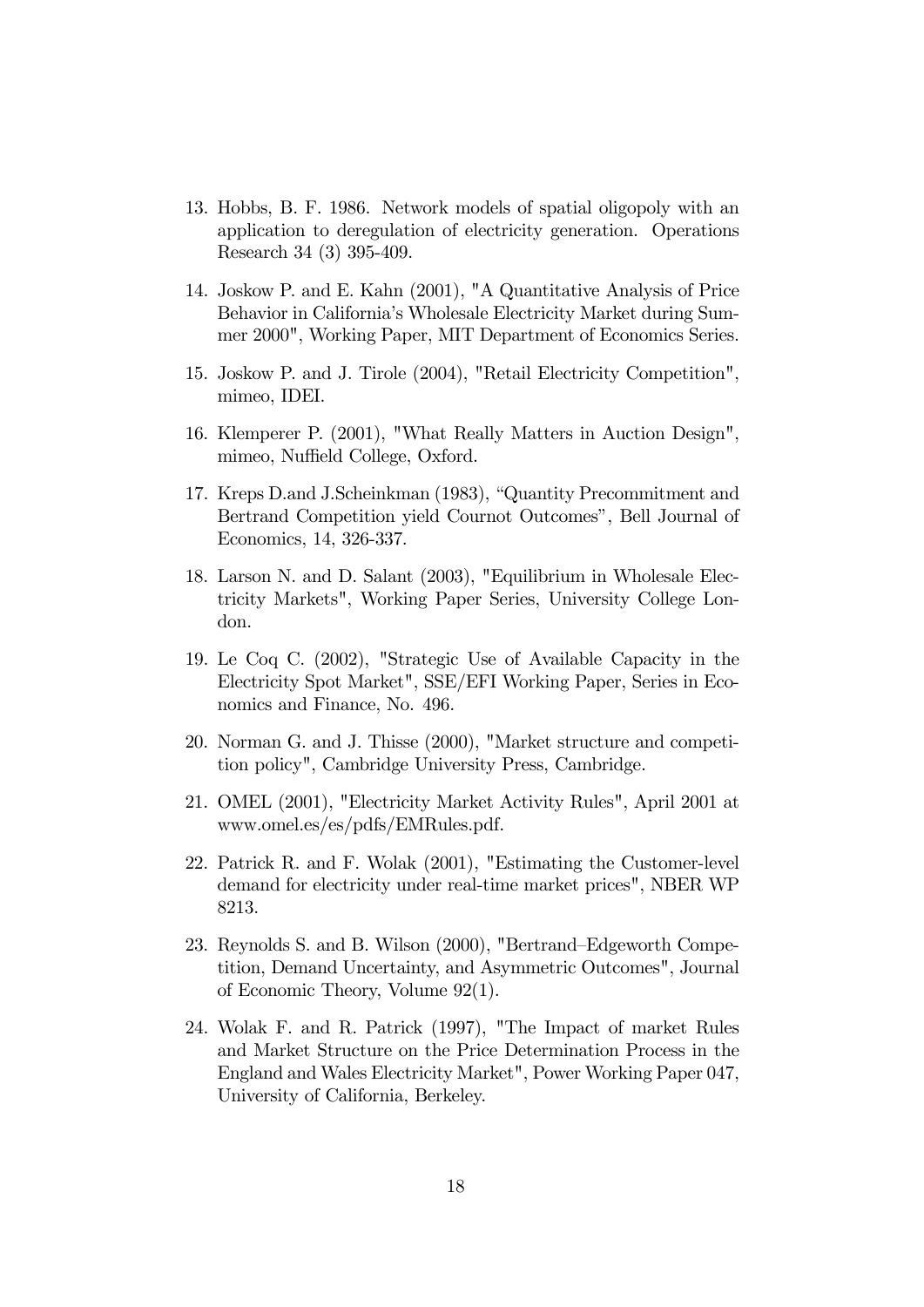13. Hobbs, B. F. 1986. Network models of spatial oligopoly with an application to deregulation of electricity generation. Operations Research 34 (3) 395-409.

14. Joskow P. and E. Kahn (2001), "A Quantitative Analysis of Price Behavior in California's Wholesale Electricity Market during Summer 2000", Working Paper, MIT Department of Economics Series.

15. Joskow P. and J. Tirole (2004), "Retail Electricity Competition", mimeo, IDEI.

16. Klemperer P. (2001), "What Really Matters in Auction Design", mimeo, Nuffield College, Oxford.

17. Kreps D.and J.Scheinkman (1983), "Quantity Precommitment and Bertrand Competition yield Cournot Outcomes", Bell Journal of Economics, 14, 326-337.

18. Larson N. and D. Salant (2003), "Equilibrium in Wholesale Electricity Markets", Working Paper Series, University College London.

19. Le Coq C. (2002), "Strategic Use of Available Capacity in the Electricity Spot Market", SSE/EFI Working Paper, Series in Economics and Finance, No. 496.

20. Norman G. and J. Thisse (2000), "Market structure and competition policy", Cambridge University Press, Cambridge.

21. OMEL (2001), "Electricity Market Activity Rules", April 2001 at www.omel.es/es/pdfs/EMRules.pdf.

22. Patrick R. and F. Wolak (2001), "Estimating the Customer-level demand for electricity under real-time market prices", NBER WP 8213.

23. Reynolds S. and B. Wilson (2000), "Bertrand–Edgeworth Competition, Demand Uncertainty, and Asymmetric Outcomes", Journal of Economic Theory, Volume 92(1).

24. Wolak F. and R. Patrick (1997), "The Impact of market Rules and Market Structure on the Price Determination Process in the England and Wales Electricity Market", Power Working Paper 047, University of California, Berkeley.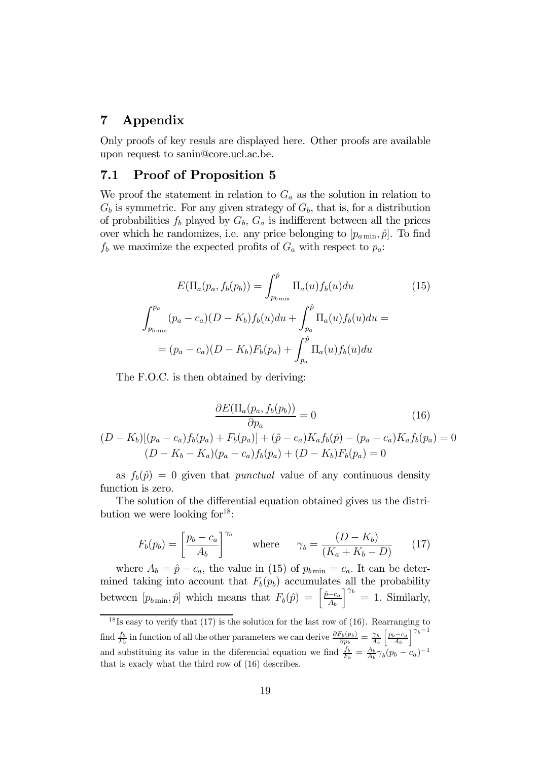# 7 Appendix

Only proofs of key resuls are displayed here. Other proofs are available upon request to sanin@core.ucl.ac.be.

## 7.1 Proof of Proposition 5

We proof the statement in relation to $G_a$ as the solution in relation to $G_b$ is symmetric. For any given strategy of $G_b$, that is, for a distribution of probabilities $f_b$ played by $G_b$, $G_a$ is indifferent between all the prices over which he randomizes, i.e. any price belonging to $[p_{a\min}, \hat{p}]$. To find $f_b$ we maximize the expected profits of $G_a$ with respect to $p_a$:

$$E(\Pi_a(p_a, f_b(p_b)) = \int_{p_{b\min}}^{\hat{p}} \Pi_a(u) f_b(u) du \tag{15}$$

$$\int_{p_{b\min}}^{p_a} (p_a - c_a)(D - K_b) f_b(u) du + \int_{p_a}^{\hat{p}} \Pi_a(u) f_b(u) du =$$

$$= (p_a - c_a)(D - K_b) F_b(p_a) + \int_{p_a}^{\hat{p}} \Pi_a(u) f_b(u) du$$

The F.O.C. is then obtained by deriving:

$$\frac{\partial E(\Pi_a(p_a, f_b(p_b))}{\partial p_a} = 0 \tag{16}$$

$$(D - K_b)[(p_a - c_a) f_b(p_a) + F_b(p_a)] + (\hat{p} - c_a) K_a f_b(\hat{p}) - (p_a - c_a) K_a f_b(p_a) = 0$$

$$(D - K_b - K_a)(p_a - c_a) f_b(p_a) + (D - K_b) F_b(p_a) = 0$$

as $f_b(\hat{p}) = 0$ given that *punctual* value of any continuous density function is zero.

The solution of the differential equation obtained gives us the distribution we were looking for[18]:

$$F_b(p_b) = \left[\frac{p_b - c_a}{A_b}\right]^{\gamma_b} \qquad \text{where} \qquad \gamma_b = \frac{(D - K_b)}{(K_a + K_b - D)} \tag{17}$$

where $A_b = \hat{p} - c_a$, the value in (15) of $p_{b\min} = c_a$. It can be determined taking into account that $F_b(p_b)$ accumulates all the probability between $[p_{b\min}, \hat{p}]$ which means that $F_b(\hat{p}) = \left[\frac{\hat{p} - c_a}{A_b}\right]^{\gamma_b} = 1$. Similarly,

---

[18] Is easy to verify that (17) is the solution for the last row of (16). Rearranging to find $\frac{f_b}{F_b}$ in function of all the other parameters we can derive $\frac{\partial F_b(p_b)}{\partial p_b} = \frac{\gamma_b}{A_b}\left[\frac{p_b - c_a}{A_b}\right]^{\gamma_b - 1}$ and substituing its value in the diferencial equation we find $\frac{f_b}{F_b} = \frac{A_b}{A_b}\gamma_b(p_b - c_a)^{-1}$ that is exacly what the third row of (16) describes.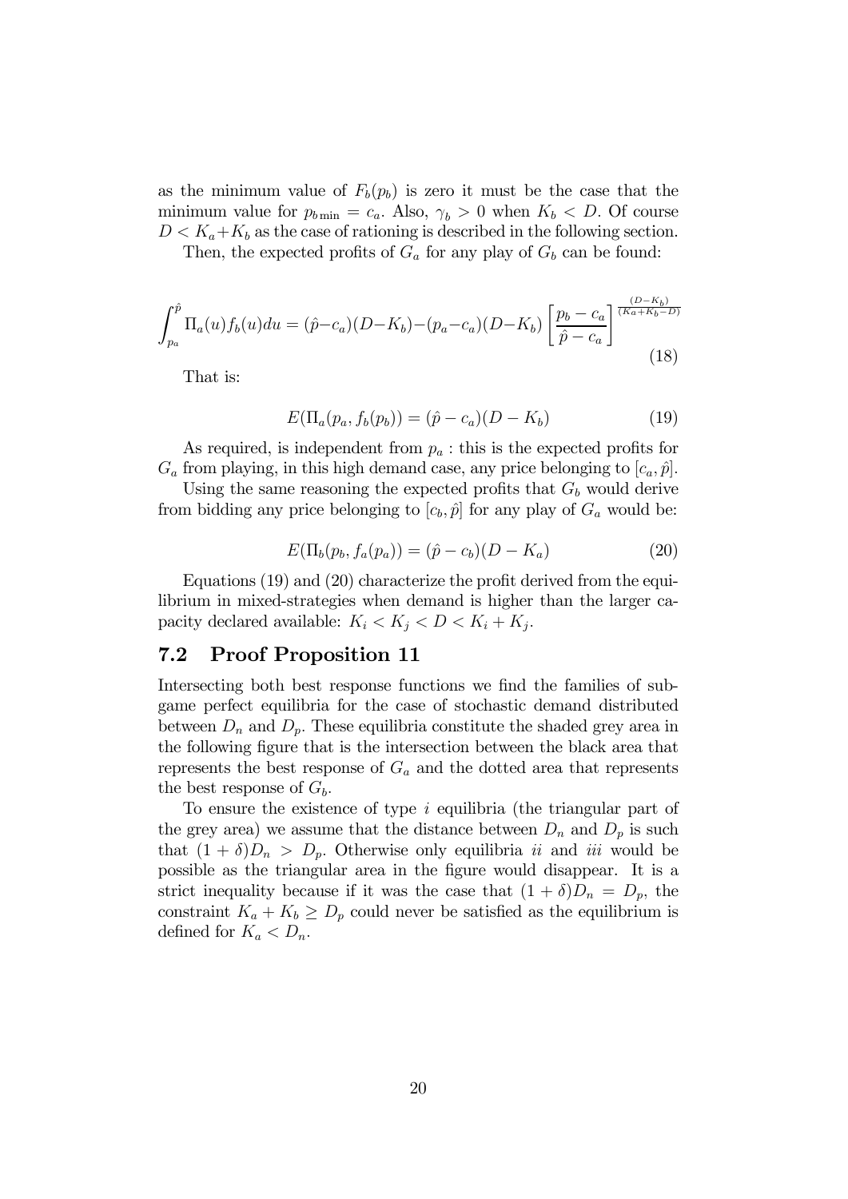as the minimum value of $F_b(p_b)$ is zero it must be the case that the minimum value for $p_{b\min} = c_a$. Also, $\gamma_b > 0$ when $K_b < D$. Of course $D < K_a + K_b$ as the case of rationing is described in the following section.

Then, the expected profits of $G_a$ for any play of $G_b$ can be found:

$$\int_{p_a}^{\hat{p}} \Pi_a(u) f_b(u) du = (\hat{p} - c_a)(D - K_b) - (p_a - c_a)(D - K_b) \left[ \frac{p_b - c_a}{\hat{p} - c_a} \right]^{\frac{(D-K_b)}{(K_a+K_b-D)}} \tag{18}$$

That is:

$$E(\Pi_a(p_a, f_b(p_b)) = (\hat{p} - c_a)(D - K_b) \tag{19}$$

As required, is independent from $p_a$ : this is the expected profits for $G_a$ from playing, in this high demand case, any price belonging to $[c_a, \hat{p}]$.

Using the same reasoning the expected profits that $G_b$ would derive from bidding any price belonging to $[c_b, \hat{p}]$ for any play of $G_a$ would be:

$$E(\Pi_b(p_b, f_a(p_a)) = (\hat{p} - c_b)(D - K_a) \tag{20}$$

Equations (19) and (20) characterize the profit derived from the equilibrium in mixed-strategies when demand is higher than the larger capacity declared available: $K_i < K_j < D < K_i + K_j$.

## 7.2 Proof Proposition 11

Intersecting both best response functions we find the families of subgame perfect equilibria for the case of stochastic demand distributed between $D_n$ and $D_p$. These equilibria constitute the shaded grey area in the following figure that is the intersection between the black area that represents the best response of $G_a$ and the dotted area that represents the best response of $G_b$.

To ensure the existence of type *i* equilibria (the triangular part of the grey area) we assume that the distance between $D_n$ and $D_p$ is such that $(1 + \delta)D_n > D_p$. Otherwise only equilibria *ii* and *iii* would be possible as the triangular area in the figure would disappear. It is a strict inequality because if it was the case that $(1 + \delta)D_n = D_p$, the constraint $K_a + K_b \geq D_p$ could never be satisfied as the equilibrium is defined for $K_a < D_n$.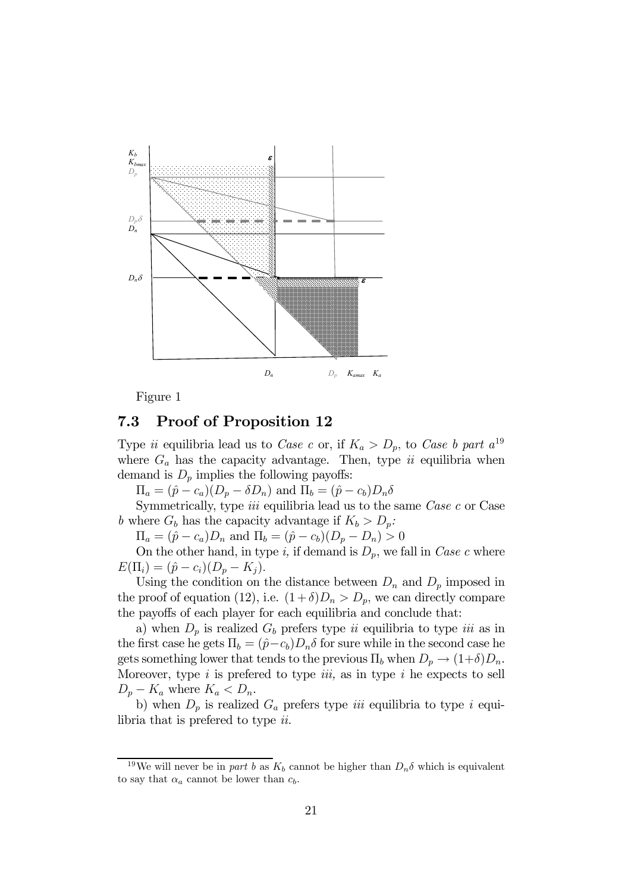$K_b$
$K_{bmax}$
$D_p$
$\varepsilon$
$D_p\delta$
$D_n$
$D_n\delta$
$\varepsilon$
$D_n$
$D_p$
$K_{amax}$
$K_a$

Figure 1

## 7.3 Proof of Proposition 12

Type *ii* equilibria lead us to *Case c* or, if $K_a > D_p$, to *Case b part a*[19] where $G_a$ has the capacity advantage. Then, type *ii* equilibria when demand is $D_p$ implies the following payoffs:

$\Pi_a = (\hat{p} - c_a)(D_p - \delta D_n)$ and $\Pi_b = (\hat{p} - c_b)D_n\delta$

Symmetrically, type *iii* equilibria lead us to the same *Case c* or Case *b* where $G_b$ has the capacity advantage if $K_b > D_p$:

$\Pi_a = (\hat{p} - c_a)D_n$ and $\Pi_b = (\hat{p} - c_b)(D_p - D_n) > 0$

On the other hand, in type *i*, if demand is $D_p$, we fall in *Case c* where $E(\Pi_i) = (\hat{p} - c_i)(D_p - K_j)$.

Using the condition on the distance between $D_n$ and $D_p$ imposed in the proof of equation (12), i.e. $(1+\delta)D_n > D_p$, we can directly compare the payoffs of each player for each equilibria and conclude that:

a) when $D_p$ is realized $G_b$ prefers type *ii* equilibria to type *iii* as in the first case he gets $\Pi_b = (\hat{p}-c_b)D_n\delta$ for sure while in the second case he gets something lower that tends to the previous $\Pi_b$ when $D_p \to (1+\delta)D_n$. Moreover, type *i* is prefered to type *iii*, as in type *i* he expects to sell $D_p - K_a$ where $K_a < D_n$.

b) when $D_p$ is realized $G_a$ prefers type *iii* equilibria to type *i* equilibria that is prefered to type *ii*.

[19] We will never be in *part b* as $K_b$ cannot be higher than $D_n\delta$ which is equivalent to say that $\alpha_a$ cannot be lower than $c_b$.